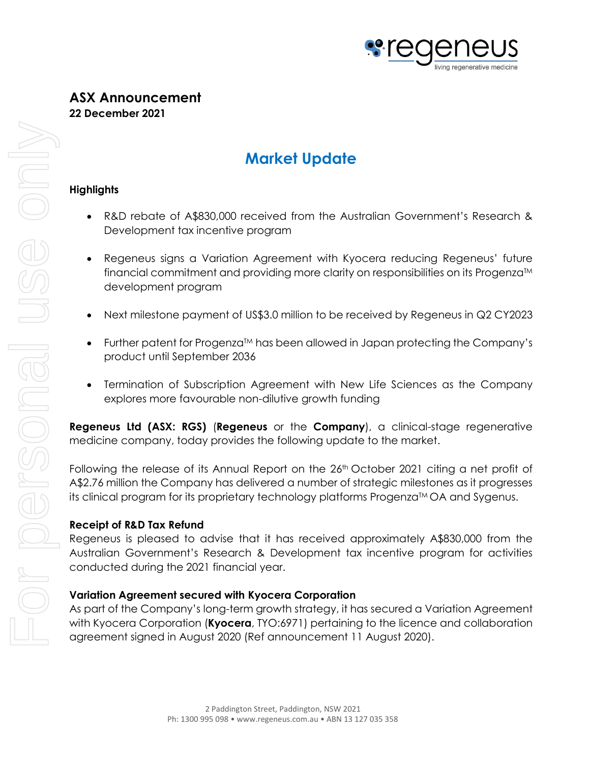# ASX Announcement

**22 December 2021**

## Market Update

**Highlights**

- R&D rebate of A$830,000 received from the Australian Government's Research & Development tax incentive program
- Regeneus signs a Variation Agreement with Kyocera reducing Regeneus' future financial commitment and providing more clarity on responsibilities on its Progenza™ development program
- Next milestone payment of US$3.0 million to be received by Regeneus in Q2 CY2023
- Further patent for Progenza™ has been allowed in Japan protecting the Company's product until September 2036
- Termination of Subscription Agreement with New Life Sciences as the Company explores more favourable non-dilutive growth funding

**Regeneus Ltd (ASX: RGS)** (**Regeneus** or the **Company**), a clinical-stage regenerative medicine company, today provides the following update to the market.

Following the release of its Annual Report on the 26th October 2021 citing a net profit of A$2.76 million the Company has delivered a number of strategic milestones as it progresses its clinical program for its proprietary technology platforms Progenza™ OA and Sygenus.

**Receipt of R&D Tax Refund**

Regeneus is pleased to advise that it has received approximately A$830,000 from the Australian Government's Research & Development tax incentive program for activities conducted during the 2021 financial year.

**Variation Agreement secured with Kyocera Corporation**

As part of the Company's long-term growth strategy, it has secured a Variation Agreement with Kyocera Corporation (**Kyocera**, TYO:6971) pertaining to the licence and collaboration agreement signed in August 2020 (Ref announcement 11 August 2020).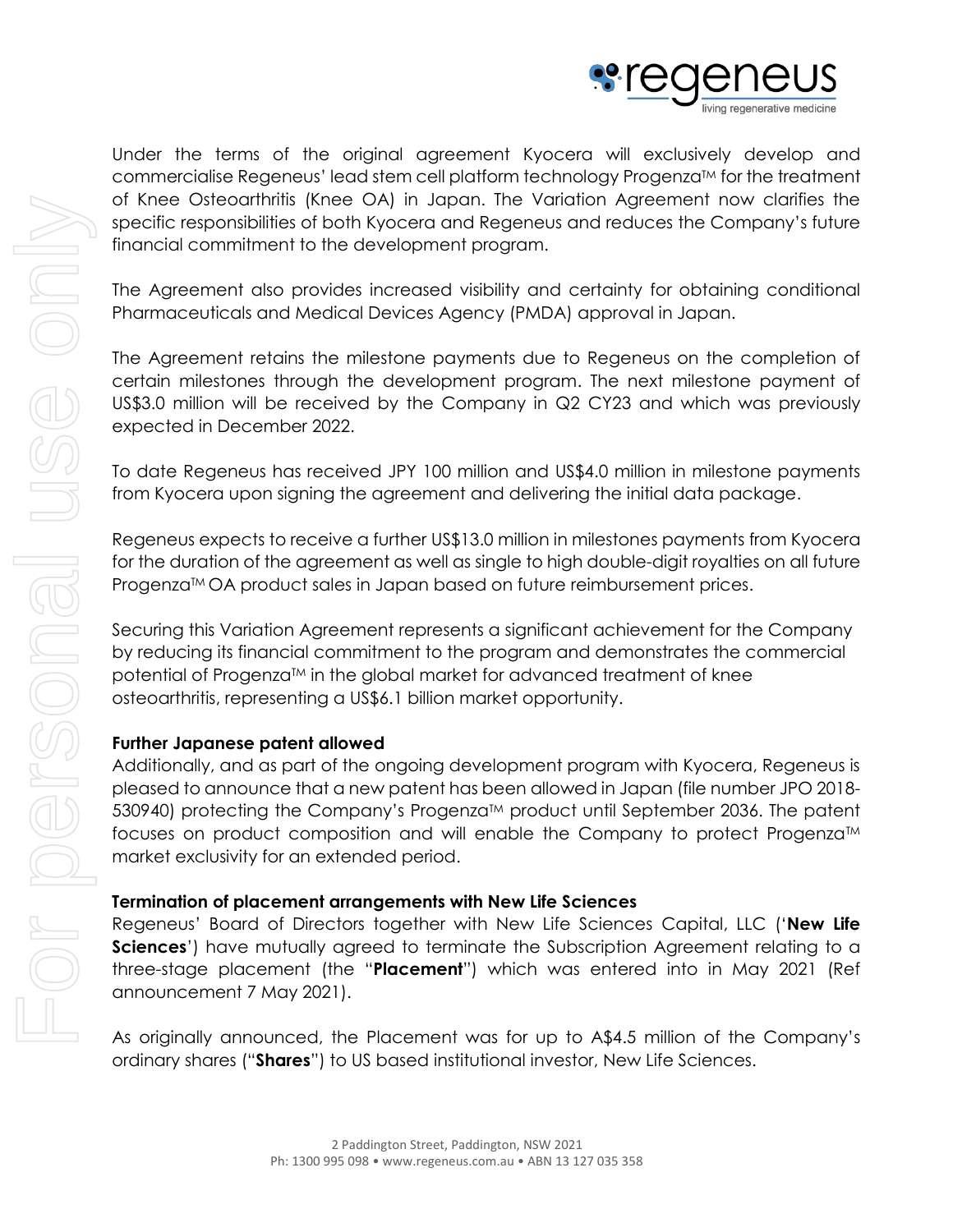Under the terms of the original agreement Kyocera will exclusively develop and commercialise Regeneus' lead stem cell platform technology Progenza™ for the treatment of Knee Osteoarthritis (Knee OA) in Japan. The Variation Agreement now clarifies the specific responsibilities of both Kyocera and Regeneus and reduces the Company's future financial commitment to the development program.

The Agreement also provides increased visibility and certainty for obtaining conditional Pharmaceuticals and Medical Devices Agency (PMDA) approval in Japan.

The Agreement retains the milestone payments due to Regeneus on the completion of certain milestones through the development program. The next milestone payment of US$3.0 million will be received by the Company in Q2 CY23 and which was previously expected in December 2022.

To date Regeneus has received JPY 100 million and US$4.0 million in milestone payments from Kyocera upon signing the agreement and delivering the initial data package.

Regeneus expects to receive a further US$13.0 million in milestones payments from Kyocera for the duration of the agreement as well as single to high double-digit royalties on all future Progenza™ OA product sales in Japan based on future reimbursement prices.

Securing this Variation Agreement represents a significant achievement for the Company by reducing its financial commitment to the program and demonstrates the commercial potential of Progenza™ in the global market for advanced treatment of knee osteoarthritis, representing a US$6.1 billion market opportunity.

**Further Japanese patent allowed**

Additionally, and as part of the ongoing development program with Kyocera, Regeneus is pleased to announce that a new patent has been allowed in Japan (file number JPO 2018-530940) protecting the Company's Progenza™ product until September 2036. The patent focuses on product composition and will enable the Company to protect Progenza™ market exclusivity for an extended period.

**Termination of placement arrangements with New Life Sciences**

Regeneus' Board of Directors together with New Life Sciences Capital, LLC ('**New Life Sciences**') have mutually agreed to terminate the Subscription Agreement relating to a three-stage placement (the "**Placement**") which was entered into in May 2021 (Ref announcement 7 May 2021).

As originally announced, the Placement was for up to A$4.5 million of the Company's ordinary shares ("**Shares**") to US based institutional investor, New Life Sciences.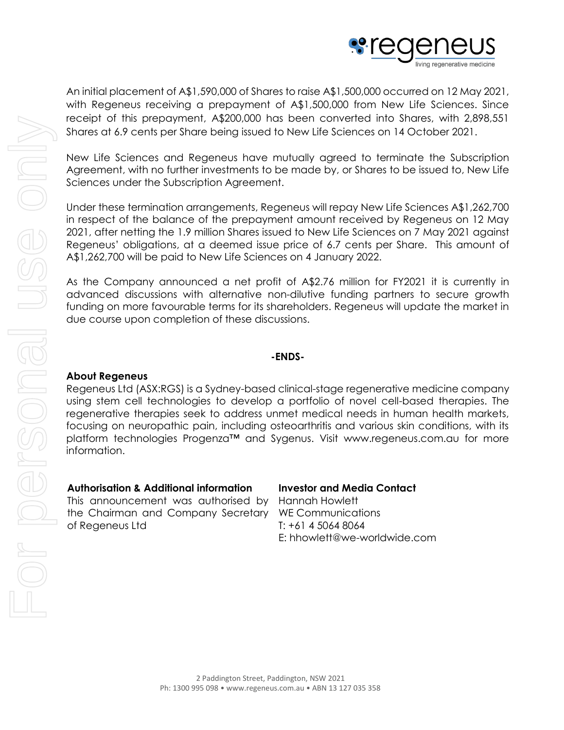An initial placement of A$1,590,000 of Shares to raise A$1,500,000 occurred on 12 May 2021, with Regeneus receiving a prepayment of A$1,500,000 from New Life Sciences. Since receipt of this prepayment, A$200,000 has been converted into Shares, with 2,898,551 Shares at 6.9 cents per Share being issued to New Life Sciences on 14 October 2021.

New Life Sciences and Regeneus have mutually agreed to terminate the Subscription Agreement, with no further investments to be made by, or Shares to be issued to, New Life Sciences under the Subscription Agreement.

Under these termination arrangements, Regeneus will repay New Life Sciences A$1,262,700 in respect of the balance of the prepayment amount received by Regeneus on 12 May 2021, after netting the 1.9 million Shares issued to New Life Sciences on 7 May 2021 against Regeneus' obligations, at a deemed issue price of 6.7 cents per Share. This amount of A$1,262,700 will be paid to New Life Sciences on 4 January 2022.

As the Company announced a net profit of A$2.76 million for FY2021 it is currently in advanced discussions with alternative non-dilutive funding partners to secure growth funding on more favourable terms for its shareholders. Regeneus will update the market in due course upon completion of these discussions.

**-ENDS-**

**About Regeneus**

Regeneus Ltd (ASX:RGS) is a Sydney-based clinical-stage regenerative medicine company using stem cell technologies to develop a portfolio of novel cell-based therapies. The regenerative therapies seek to address unmet medical needs in human health markets, focusing on neuropathic pain, including osteoarthritis and various skin conditions, with its platform technologies Progenza™ and Sygenus. Visit www.regeneus.com.au for more information.

**Authorisation & Additional information**

This announcement was authorised by the Chairman and Company Secretary of Regeneus Ltd

**Investor and Media Contact**

Hannah Howlett
WE Communications
T: +61 4 5064 8064
E: hhowlett@we-worldwide.com